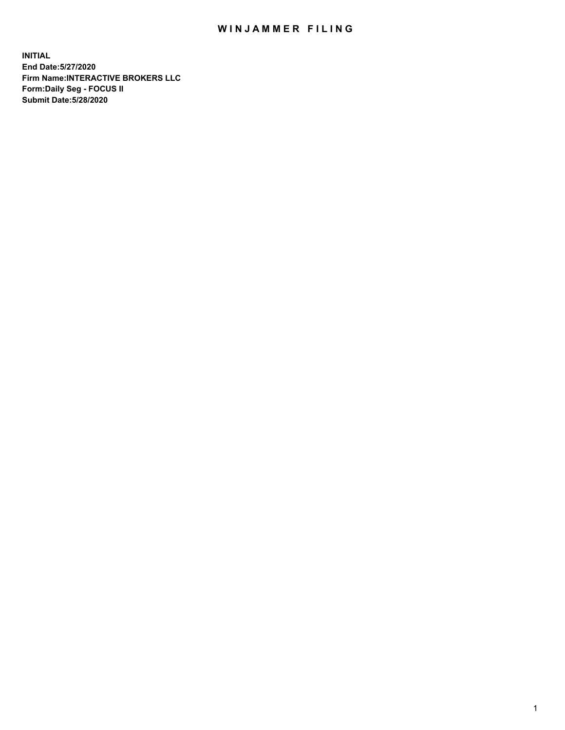# WINJAMMER FILING

**INITIAL**
**End Date:5/27/2020**
**Firm Name:INTERACTIVE BROKERS LLC**
**Form:Daily Seg - FOCUS II**
**Submit Date:5/28/2020**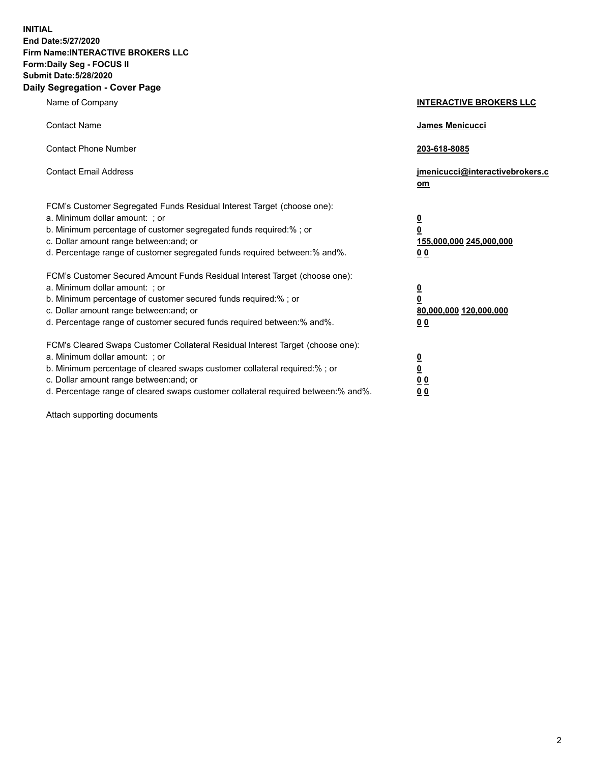**INITIAL**
**End Date:5/27/2020**
**Firm Name:INTERACTIVE BROKERS LLC**
**Form:Daily Seg - FOCUS II**
**Submit Date:5/28/2020**

## Daily Segregation - Cover Page

| | |
|---|---|
| Name of Company | **INTERACTIVE BROKERS LLC** |
| Contact Name | **James Menicucci** |
| Contact Phone Number | **203-618-8085** |
| Contact Email Address | **jmenicucci@interactivebrokers.com** |

FCM's Customer Segregated Funds Residual Interest Target (choose one):

| | |
|---|---|
| a. Minimum dollar amount: ; or | **0** |
| b. Minimum percentage of customer segregated funds required:% ; or | **0** |
| c. Dollar amount range between:and; or | **155,000,000 245,000,000** |
| d. Percentage range of customer segregated funds required between:% and%. | **0 0** |

FCM's Customer Secured Amount Funds Residual Interest Target (choose one):

| | |
|---|---|
| a. Minimum dollar amount: ; or | **0** |
| b. Minimum percentage of customer secured funds required:% ; or | **0** |
| c. Dollar amount range between:and; or | **80,000,000 120,000,000** |
| d. Percentage range of customer secured funds required between:% and%. | **0 0** |

FCM's Cleared Swaps Customer Collateral Residual Interest Target (choose one):

| | |
|---|---|
| a. Minimum dollar amount: ; or | **0** |
| b. Minimum percentage of cleared swaps customer collateral required:% ; or | **0** |
| c. Dollar amount range between:and; or | **0 0** |
| d. Percentage range of cleared swaps customer collateral required between:% and%. | **0 0** |

Attach supporting documents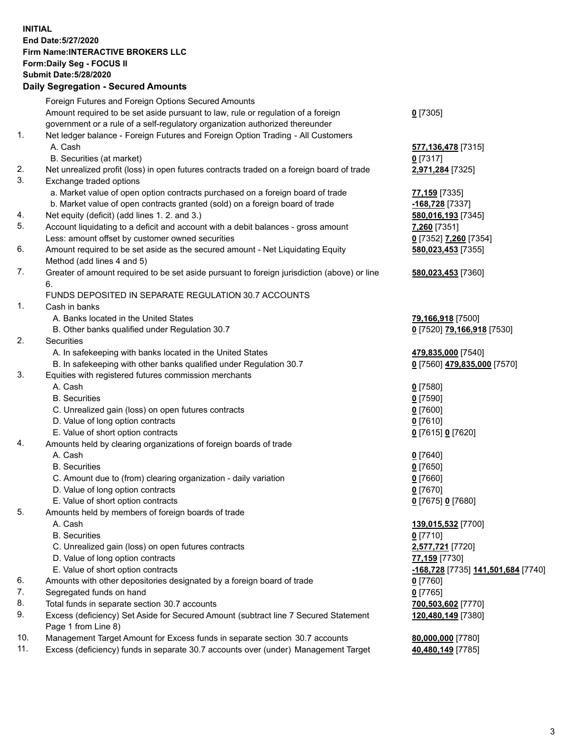**INITIAL**
**End Date:5/27/2020**
**Firm Name:INTERACTIVE BROKERS LLC**
**Form:Daily Seg - FOCUS II**
**Submit Date:5/28/2020**

## Daily Segregation - Secured Amounts

| | | |
|---|---|---|
| | Foreign Futures and Foreign Options Secured Amounts | |
| | Amount required to be set aside pursuant to law, rule or regulation of a foreign government or a rule of a self-regulatory organization authorized thereunder | **0** [7305] |
| 1. | Net ledger balance - Foreign Futures and Foreign Option Trading - All Customers | |
| | A. Cash | **577,136,478** [7315] |
| | B. Securities (at market) | **0** [7317] |
| 2. | Net unrealized profit (loss) in open futures contracts traded on a foreign board of trade | **2,971,284** [7325] |
| 3. | Exchange traded options | |
| | a. Market value of open option contracts purchased on a foreign board of trade | **77,159** [7335] |
| | b. Market value of open contracts granted (sold) on a foreign board of trade | **-168,728** [7337] |
| 4. | Net equity (deficit) (add lines 1. 2. and 3.) | **580,016,193** [7345] |
| 5. | Account liquidating to a deficit and account with a debit balances - gross amount | **7,260** [7351] |
| | Less: amount offset by customer owned securities | **0** [7352] **7,260** [7354] |
| 6. | Amount required to be set aside as the secured amount - Net Liquidating Equity Method (add lines 4 and 5) | **580,023,453** [7355] |
| 7. | Greater of amount required to be set aside pursuant to foreign jurisdiction (above) or line 6. | **580,023,453** [7360] |
| | FUNDS DEPOSITED IN SEPARATE REGULATION 30.7 ACCOUNTS | |
| 1. | Cash in banks | |
| | A. Banks located in the United States | **79,166,918** [7500] |
| | B. Other banks qualified under Regulation 30.7 | **0** [7520] **79,166,918** [7530] |
| 2. | Securities | |
| | A. In safekeeping with banks located in the United States | **479,835,000** [7540] |
| | B. In safekeeping with other banks qualified under Regulation 30.7 | **0** [7560] **479,835,000** [7570] |
| 3. | Equities with registered futures commission merchants | |
| | A. Cash | **0** [7580] |
| | B. Securities | **0** [7590] |
| | C. Unrealized gain (loss) on open futures contracts | **0** [7600] |
| | D. Value of long option contracts | **0** [7610] |
| | E. Value of short option contracts | **0** [7615] **0** [7620] |
| 4. | Amounts held by clearing organizations of foreign boards of trade | |
| | A. Cash | **0** [7640] |
| | B. Securities | **0** [7650] |
| | C. Amount due to (from) clearing organization - daily variation | **0** [7660] |
| | D. Value of long option contracts | **0** [7670] |
| | E. Value of short option contracts | **0** [7675] **0** [7680] |
| 5. | Amounts held by members of foreign boards of trade | |
| | A. Cash | **139,015,532** [7700] |
| | B. Securities | **0** [7710] |
| | C. Unrealized gain (loss) on open futures contracts | **2,577,721** [7720] |
| | D. Value of long option contracts | **77,159** [7730] |
| | E. Value of short option contracts | **-168,728** [7735] **141,501,684** [7740] |
| 6. | Amounts with other depositories designated by a foreign board of trade | **0** [7760] |
| 7. | Segregated funds on hand | **0** [7765] |
| 8. | Total funds in separate section 30.7 accounts | **700,503,602** [7770] |
| 9. | Excess (deficiency) Set Aside for Secured Amount (subtract line 7 Secured Statement Page 1 from Line 8) | **120,480,149** [7380] |
| 10. | Management Target Amount for Excess funds in separate section 30.7 accounts | **80,000,000** [7780] |
| 11. | Excess (deficiency) funds in separate 30.7 accounts over (under) Management Target | **40,480,149** [7785] |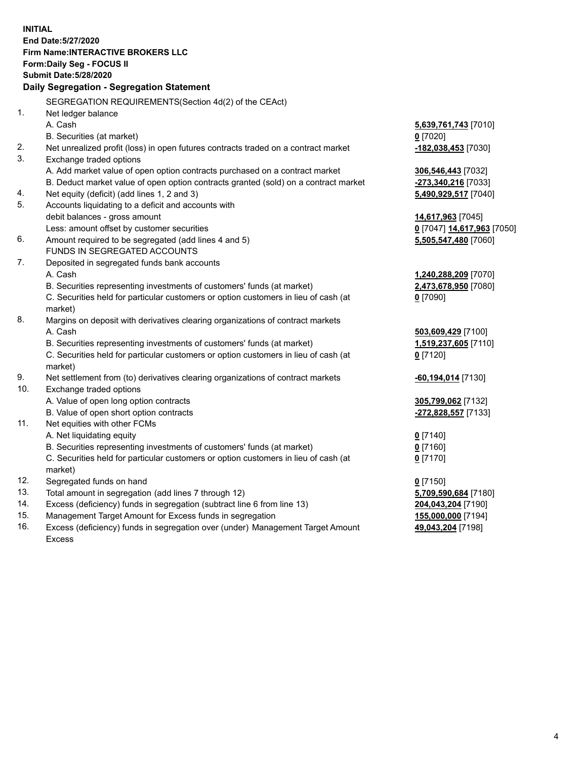**INITIAL**
**End Date:5/27/2020**
**Firm Name:INTERACTIVE BROKERS LLC**
**Form:Daily Seg - FOCUS II**
**Submit Date:5/28/2020**

### Daily Segregation - Segregation Statement

SEGREGATION REQUIREMENTS(Section 4d(2) of the CEAct)

| | | |
|---|---|---|
| 1. | Net ledger balance | |
| | A. Cash | **5,639,761,743** [7010] |
| | B. Securities (at market) | **0** [7020] |
| 2. | Net unrealized profit (loss) in open futures contracts traded on a contract market | **-182,038,453** [7030] |
| 3. | Exchange traded options | |
| | A. Add market value of open option contracts purchased on a contract market | **306,546,443** [7032] |
| | B. Deduct market value of open option contracts granted (sold) on a contract market | **-273,340,216** [7033] |
| 4. | Net equity (deficit) (add lines 1, 2 and 3) | **5,490,929,517** [7040] |
| 5. | Accounts liquidating to a deficit and accounts with | |
| | debit balances - gross amount | **14,617,963** [7045] |
| | Less: amount offset by customer securities | **0** [7047] **14,617,963** [7050] |
| 6. | Amount required to be segregated (add lines 4 and 5) | **5,505,547,480** [7060] |
| | FUNDS IN SEGREGATED ACCOUNTS | |
| 7. | Deposited in segregated funds bank accounts | |
| | A. Cash | **1,240,288,209** [7070] |
| | B. Securities representing investments of customers' funds (at market) | **2,473,678,950** [7080] |
| | C. Securities held for particular customers or option customers in lieu of cash (at market) | **0** [7090] |
| 8. | Margins on deposit with derivatives clearing organizations of contract markets | |
| | A. Cash | **503,609,429** [7100] |
| | B. Securities representing investments of customers' funds (at market) | **1,519,237,605** [7110] |
| | C. Securities held for particular customers or option customers in lieu of cash (at market) | **0** [7120] |
| 9. | Net settlement from (to) derivatives clearing organizations of contract markets | **-60,194,014** [7130] |
| 10. | Exchange traded options | |
| | A. Value of open long option contracts | **305,799,062** [7132] |
| | B. Value of open short option contracts | **-272,828,557** [7133] |
| 11. | Net equities with other FCMs | |
| | A. Net liquidating equity | **0** [7140] |
| | B. Securities representing investments of customers' funds (at market) | **0** [7160] |
| | C. Securities held for particular customers or option customers in lieu of cash (at market) | **0** [7170] |
| 12. | Segregated funds on hand | **0** [7150] |
| 13. | Total amount in segregation (add lines 7 through 12) | **5,709,590,684** [7180] |
| 14. | Excess (deficiency) funds in segregation (subtract line 6 from line 13) | **204,043,204** [7190] |
| 15. | Management Target Amount for Excess funds in segregation | **155,000,000** [7194] |
| 16. | Excess (deficiency) funds in segregation over (under) Management Target Amount Excess | **49,043,204** [7198] |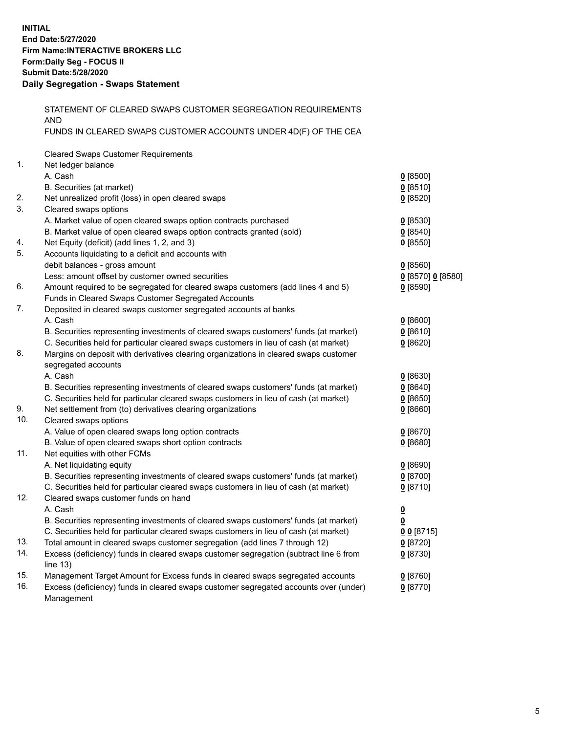**INITIAL**
**End Date:5/27/2020**
**Firm Name:INTERACTIVE BROKERS LLC**
**Form:Daily Seg - FOCUS II**
**Submit Date:5/28/2020**
**Daily Segregation - Swaps Statement**

STATEMENT OF CLEARED SWAPS CUSTOMER SEGREGATION REQUIREMENTS AND FUNDS IN CLEARED SWAPS CUSTOMER ACCOUNTS UNDER 4D(F) OF THE CEA

| | | |
|---|---|---|
| | Cleared Swaps Customer Requirements | |
| 1. | Net ledger balance | |
| | A. Cash | 0 [8500] |
| | B. Securities (at market) | 0 [8510] |
| 2. | Net unrealized profit (loss) in open cleared swaps | 0 [8520] |
| 3. | Cleared swaps options | |
| | A. Market value of open cleared swaps option contracts purchased | 0 [8530] |
| | B. Market value of open cleared swaps option contracts granted (sold) | 0 [8540] |
| 4. | Net Equity (deficit) (add lines 1, 2, and 3) | 0 [8550] |
| 5. | Accounts liquidating to a deficit and accounts with | |
| | debit balances - gross amount | 0 [8560] |
| | Less: amount offset by customer owned securities | 0 [8570] 0 [8580] |
| 6. | Amount required to be segregated for cleared swaps customers (add lines 4 and 5) | 0 [8590] |
| | Funds in Cleared Swaps Customer Segregated Accounts | |
| 7. | Deposited in cleared swaps customer segregated accounts at banks | |
| | A. Cash | 0 [8600] |
| | B. Securities representing investments of cleared swaps customers' funds (at market) | 0 [8610] |
| | C. Securities held for particular cleared swaps customers in lieu of cash (at market) | 0 [8620] |
| 8. | Margins on deposit with derivatives clearing organizations in cleared swaps customer segregated accounts | |
| | A. Cash | 0 [8630] |
| | B. Securities representing investments of cleared swaps customers' funds (at market) | 0 [8640] |
| | C. Securities held for particular cleared swaps customers in lieu of cash (at market) | 0 [8650] |
| 9. | Net settlement from (to) derivatives clearing organizations | 0 [8660] |
| 10. | Cleared swaps options | |
| | A. Value of open cleared swaps long option contracts | 0 [8670] |
| | B. Value of open cleared swaps short option contracts | 0 [8680] |
| 11. | Net equities with other FCMs | |
| | A. Net liquidating equity | 0 [8690] |
| | B. Securities representing investments of cleared swaps customers' funds (at market) | 0 [8700] |
| | C. Securities held for particular cleared swaps customers in lieu of cash (at market) | 0 [8710] |
| 12. | Cleared swaps customer funds on hand | |
| | A. Cash | 0 |
| | B. Securities representing investments of cleared swaps customers' funds (at market) | 0 |
| | C. Securities held for particular cleared swaps customers in lieu of cash (at market) | 0 0 [8715] |
| 13. | Total amount in cleared swaps customer segregation (add lines 7 through 12) | 0 [8720] |
| 14. | Excess (deficiency) funds in cleared swaps customer segregation (subtract line 6 from line 13) | 0 [8730] |
| 15. | Management Target Amount for Excess funds in cleared swaps segregated accounts | 0 [8760] |
| 16. | Excess (deficiency) funds in cleared swaps customer segregated accounts over (under) Management | 0 [8770] |